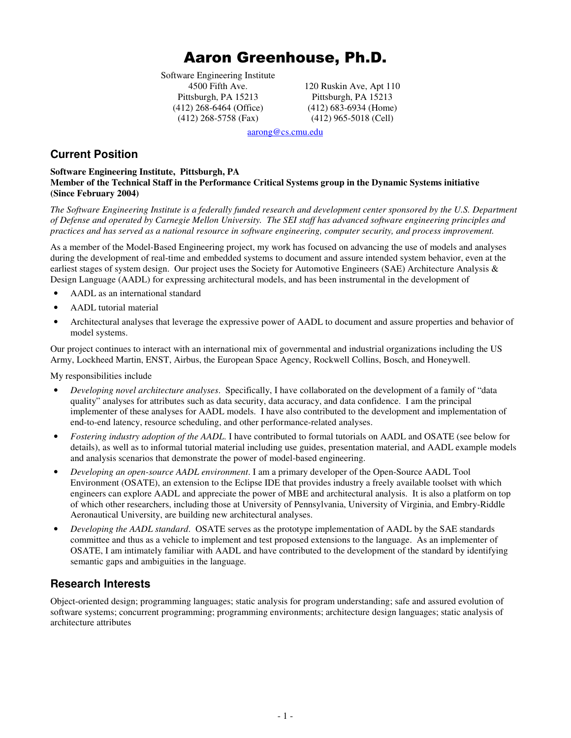# Aaron Greenhouse, Ph.D.

Software Engineering Institute
4500 Fifth Ave.
Pittsburgh, PA 15213
(412) 268-6464 (Office)
(412) 268-5758 (Fax)

120 Ruskin Ave, Apt 110
Pittsburgh, PA 15213
(412) 683-6934 (Home)
(412) 965-5018 (Cell)

aarong@cs.cmu.edu

## Current Position

**Software Engineering Institute, Pittsburgh, PA**
**Member of the Technical Staff in the Performance Critical Systems group in the Dynamic Systems initiative (Since February 2004)**

*The Software Engineering Institute is a federally funded research and development center sponsored by the U.S. Department of Defense and operated by Carnegie Mellon University. The SEI staff has advanced software engineering principles and practices and has served as a national resource in software engineering, computer security, and process improvement.*

As a member of the Model-Based Engineering project, my work has focused on advancing the use of models and analyses during the development of real-time and embedded systems to document and assure intended system behavior, even at the earliest stages of system design. Our project uses the Society for Automotive Engineers (SAE) Architecture Analysis & Design Language (AADL) for expressing architectural models, and has been instrumental in the development of

- AADL as an international standard
- AADL tutorial material
- Architectural analyses that leverage the expressive power of AADL to document and assure properties and behavior of model systems.

Our project continues to interact with an international mix of governmental and industrial organizations including the US Army, Lockheed Martin, ENST, Airbus, the European Space Agency, Rockwell Collins, Bosch, and Honeywell.

My responsibilities include

- *Developing novel architecture analyses*. Specifically, I have collaborated on the development of a family of "data quality" analyses for attributes such as data security, data accuracy, and data confidence. I am the principal implementer of these analyses for AADL models. I have also contributed to the development and implementation of end-to-end latency, resource scheduling, and other performance-related analyses.
- *Fostering industry adoption of the AADL.* I have contributed to formal tutorials on AADL and OSATE (see below for details), as well as to informal tutorial material including use guides, presentation material, and AADL example models and analysis scenarios that demonstrate the power of model-based engineering.
- *Developing an open-source AADL environment*. I am a primary developer of the Open-Source AADL Tool Environment (OSATE), an extension to the Eclipse IDE that provides industry a freely available toolset with which engineers can explore AADL and appreciate the power of MBE and architectural analysis. It is also a platform on top of which other researchers, including those at University of Pennsylvania, University of Virginia, and Embry-Riddle Aeronautical University, are building new architectural analyses.
- *Developing the AADL standard*. OSATE serves as the prototype implementation of AADL by the SAE standards committee and thus as a vehicle to implement and test proposed extensions to the language. As an implementer of OSATE, I am intimately familiar with AADL and have contributed to the development of the standard by identifying semantic gaps and ambiguities in the language.

## Research Interests

Object-oriented design; programming languages; static analysis for program understanding; safe and assured evolution of software systems; concurrent programming; programming environments; architecture design languages; static analysis of architecture attributes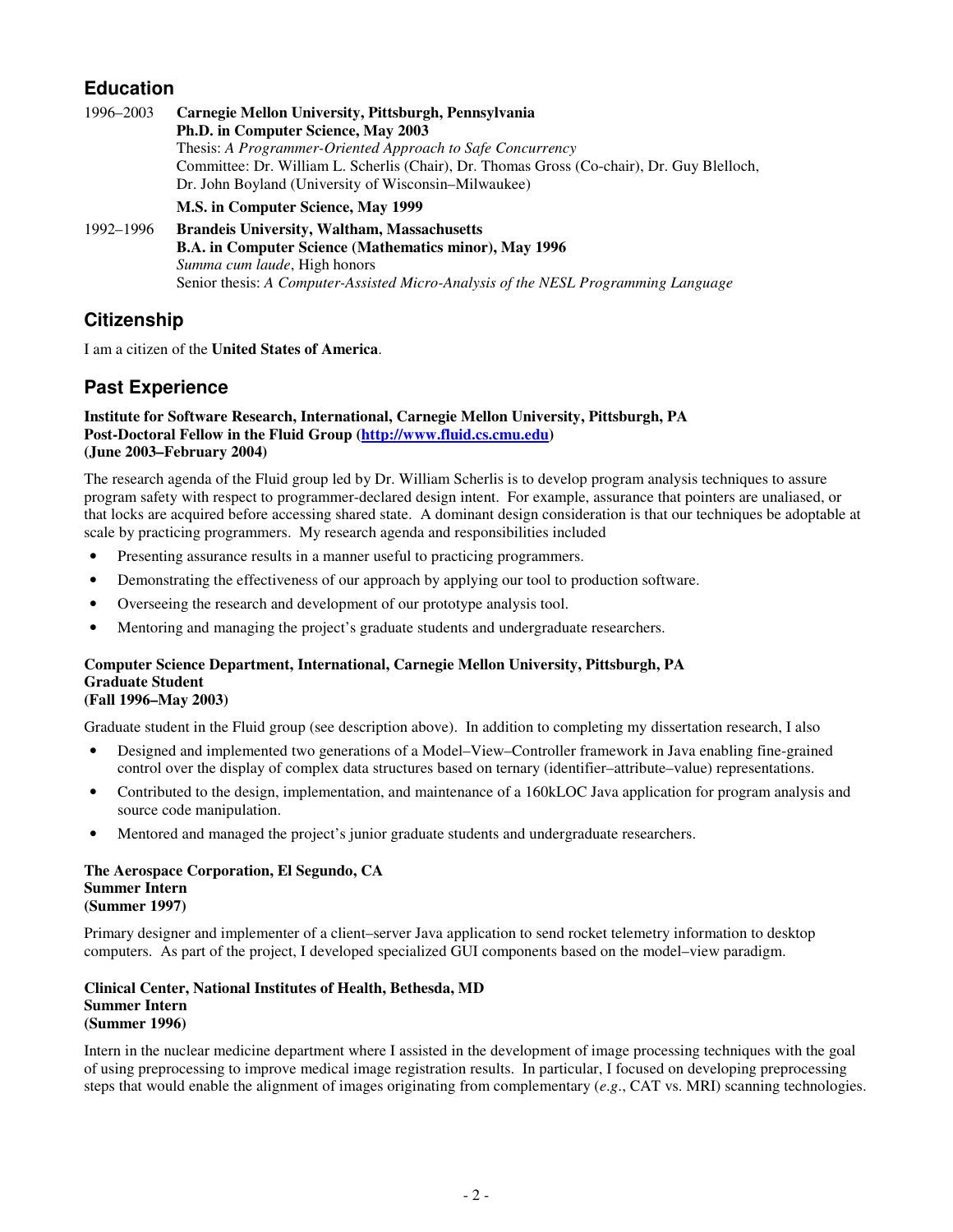## Education

1996–2003 **Carnegie Mellon University, Pittsburgh, Pennsylvania**
**Ph.D. in Computer Science, May 2003**
Thesis: *A Programmer-Oriented Approach to Safe Concurrency*
Committee: Dr. William L. Scherlis (Chair), Dr. Thomas Gross (Co-chair), Dr. Guy Blelloch, Dr. John Boyland (University of Wisconsin–Milwaukee)

**M.S. in Computer Science, May 1999**

1992–1996 **Brandeis University, Waltham, Massachusetts**
**B.A. in Computer Science (Mathematics minor), May 1996**
*Summa cum laude*, High honors
Senior thesis: *A Computer-Assisted Micro-Analysis of the NESL Programming Language*

## Citizenship

I am a citizen of the **United States of America**.

## Past Experience

**Institute for Software Research, International, Carnegie Mellon University, Pittsburgh, PA**
**Post-Doctoral Fellow in the Fluid Group (http://www.fluid.cs.cmu.edu)**
**(June 2003–February 2004)**

The research agenda of the Fluid group led by Dr. William Scherlis is to develop program analysis techniques to assure program safety with respect to programmer-declared design intent. For example, assurance that pointers are unaliased, or that locks are acquired before accessing shared state. A dominant design consideration is that our techniques be adoptable at scale by practicing programmers. My research agenda and responsibilities included

- Presenting assurance results in a manner useful to practicing programmers.
- Demonstrating the effectiveness of our approach by applying our tool to production software.
- Overseeing the research and development of our prototype analysis tool.
- Mentoring and managing the project's graduate students and undergraduate researchers.

**Computer Science Department, International, Carnegie Mellon University, Pittsburgh, PA**
**Graduate Student**
**(Fall 1996–May 2003)**

Graduate student in the Fluid group (see description above). In addition to completing my dissertation research, I also

- Designed and implemented two generations of a Model–View–Controller framework in Java enabling fine-grained control over the display of complex data structures based on ternary (identifier–attribute–value) representations.
- Contributed to the design, implementation, and maintenance of a 160kLOC Java application for program analysis and source code manipulation.
- Mentored and managed the project's junior graduate students and undergraduate researchers.

**The Aerospace Corporation, El Segundo, CA**
**Summer Intern**
**(Summer 1997)**

Primary designer and implementer of a client–server Java application to send rocket telemetry information to desktop computers. As part of the project, I developed specialized GUI components based on the model–view paradigm.

**Clinical Center, National Institutes of Health, Bethesda, MD**
**Summer Intern**
**(Summer 1996)**

Intern in the nuclear medicine department where I assisted in the development of image processing techniques with the goal of using preprocessing to improve medical image registration results. In particular, I focused on developing preprocessing steps that would enable the alignment of images originating from complementary (*e.g.*, CAT vs. MRI) scanning technologies.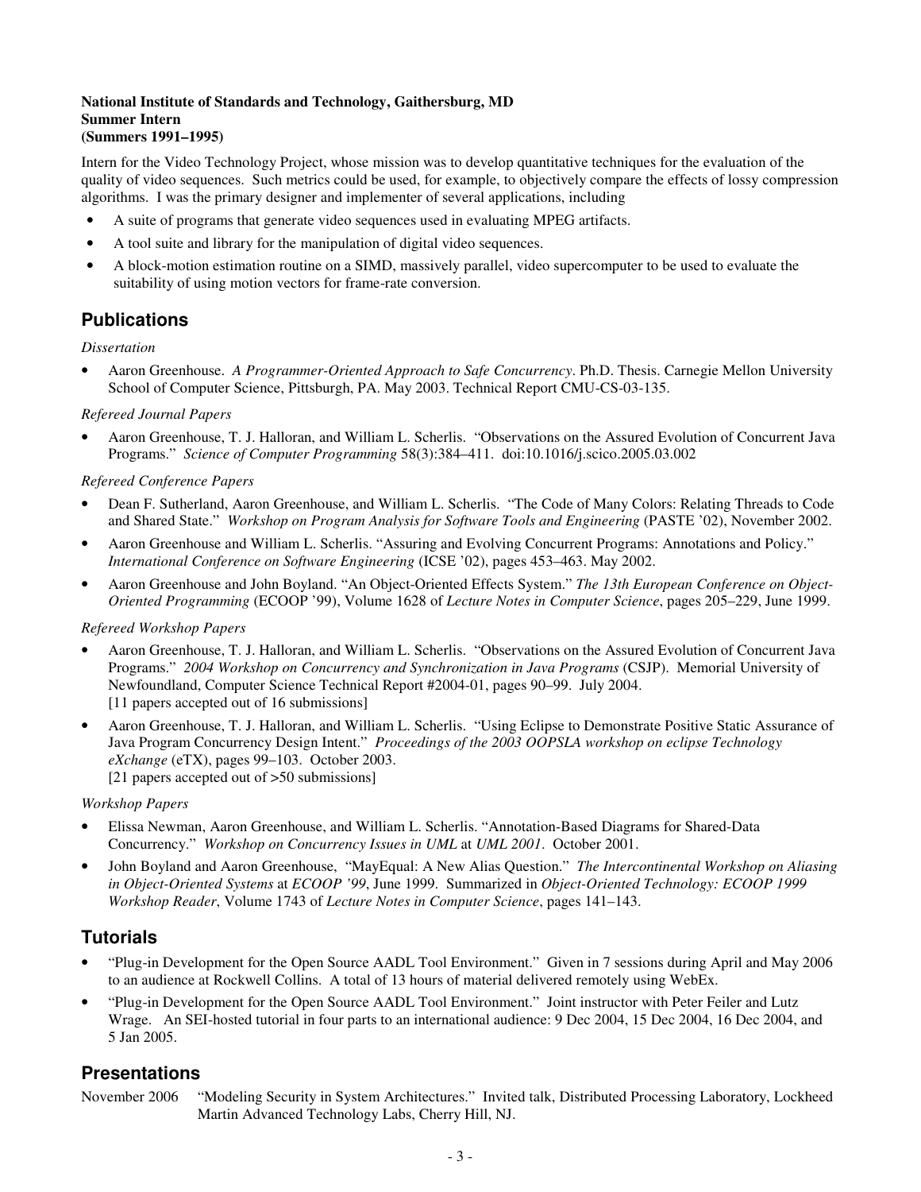**National Institute of Standards and Technology, Gaithersburg, MD**
**Summer Intern**
**(Summers 1991–1995)**

Intern for the Video Technology Project, whose mission was to develop quantitative techniques for the evaluation of the quality of video sequences. Such metrics could be used, for example, to objectively compare the effects of lossy compression algorithms. I was the primary designer and implementer of several applications, including

- A suite of programs that generate video sequences used in evaluating MPEG artifacts.
- A tool suite and library for the manipulation of digital video sequences.
- A block-motion estimation routine on a SIMD, massively parallel, video supercomputer to be used to evaluate the suitability of using motion vectors for frame-rate conversion.

## Publications

*Dissertation*

- Aaron Greenhouse. *A Programmer-Oriented Approach to Safe Concurrency*. Ph.D. Thesis. Carnegie Mellon University School of Computer Science, Pittsburgh, PA. May 2003. Technical Report CMU-CS-03-135.

*Refereed Journal Papers*

- Aaron Greenhouse, T. J. Halloran, and William L. Scherlis. "Observations on the Assured Evolution of Concurrent Java Programs." *Science of Computer Programming* 58(3):384–411. doi:10.1016/j.scico.2005.03.002

*Refereed Conference Papers*

- Dean F. Sutherland, Aaron Greenhouse, and William L. Scherlis. "The Code of Many Colors: Relating Threads to Code and Shared State." *Workshop on Program Analysis for Software Tools and Engineering* (PASTE '02), November 2002.
- Aaron Greenhouse and William L. Scherlis. "Assuring and Evolving Concurrent Programs: Annotations and Policy." *International Conference on Software Engineering* (ICSE '02), pages 453–463. May 2002.
- Aaron Greenhouse and John Boyland. "An Object-Oriented Effects System." *The 13th European Conference on Object-Oriented Programming* (ECOOP '99), Volume 1628 of *Lecture Notes in Computer Science*, pages 205–229, June 1999.

*Refereed Workshop Papers*

- Aaron Greenhouse, T. J. Halloran, and William L. Scherlis. "Observations on the Assured Evolution of Concurrent Java Programs." *2004 Workshop on Concurrency and Synchronization in Java Programs* (CSJP). Memorial University of Newfoundland, Computer Science Technical Report #2004-01, pages 90–99. July 2004.
  [11 papers accepted out of 16 submissions]
- Aaron Greenhouse, T. J. Halloran, and William L. Scherlis. "Using Eclipse to Demonstrate Positive Static Assurance of Java Program Concurrency Design Intent." *Proceedings of the 2003 OOPSLA workshop on eclipse Technology eXchange* (eTX), pages 99–103. October 2003.
  [21 papers accepted out of >50 submissions]

*Workshop Papers*

- Elissa Newman, Aaron Greenhouse, and William L. Scherlis. "Annotation-Based Diagrams for Shared-Data Concurrency." *Workshop on Concurrency Issues in UML* at *UML 2001*. October 2001.
- John Boyland and Aaron Greenhouse, "MayEqual: A New Alias Question." *The Intercontinental Workshop on Aliasing in Object-Oriented Systems* at *ECOOP '99*, June 1999. Summarized in *Object-Oriented Technology: ECOOP 1999 Workshop Reader*, Volume 1743 of *Lecture Notes in Computer Science*, pages 141–143.

## Tutorials

- "Plug-in Development for the Open Source AADL Tool Environment." Given in 7 sessions during April and May 2006 to an audience at Rockwell Collins. A total of 13 hours of material delivered remotely using WebEx.
- "Plug-in Development for the Open Source AADL Tool Environment." Joint instructor with Peter Feiler and Lutz Wrage. An SEI-hosted tutorial in four parts to an international audience: 9 Dec 2004, 15 Dec 2004, 16 Dec 2004, and 5 Jan 2005.

## Presentations

November 2006 — "Modeling Security in System Architectures." Invited talk, Distributed Processing Laboratory, Lockheed Martin Advanced Technology Labs, Cherry Hill, NJ.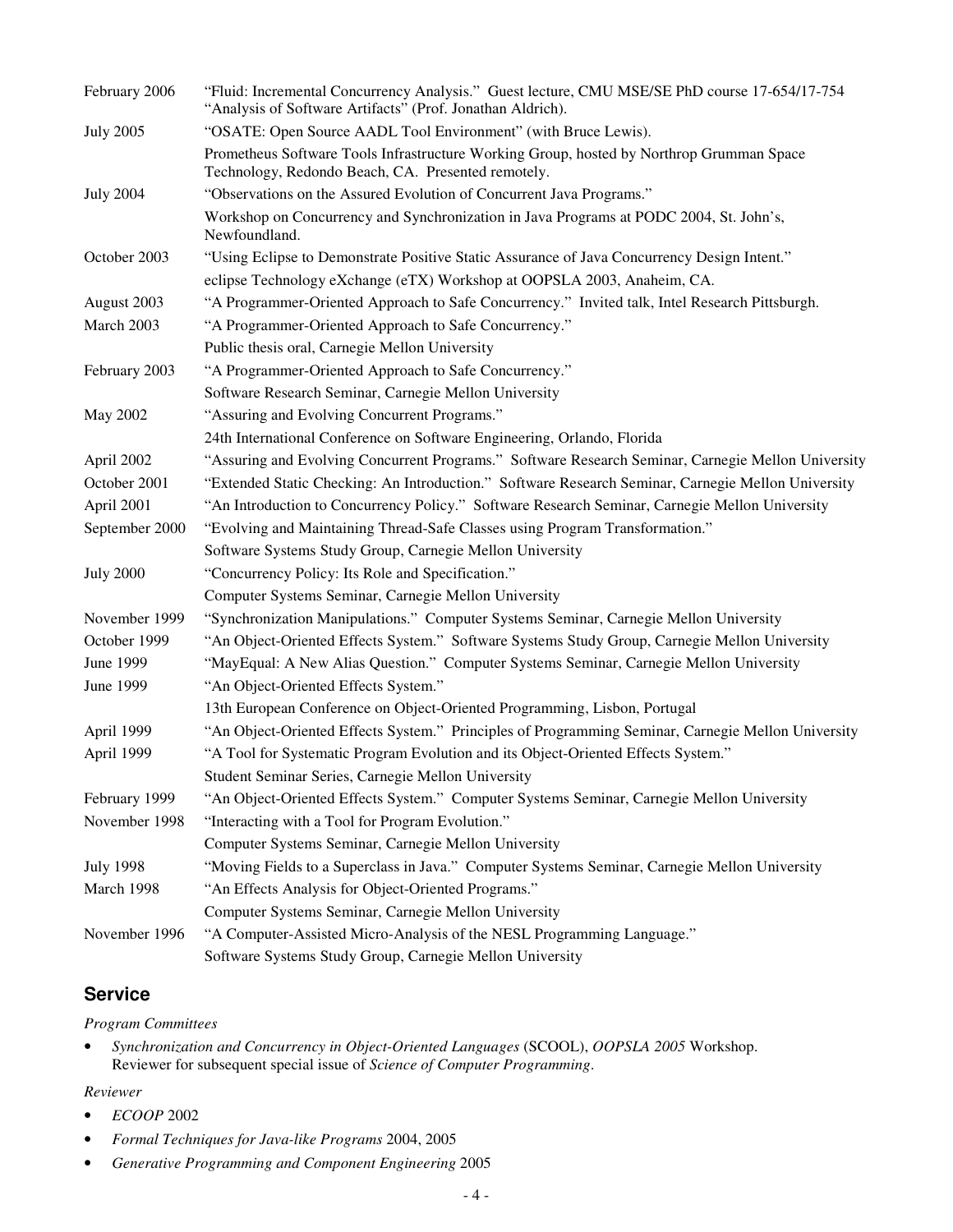| | |
|---|---|
| February 2006 | "Fluid: Incremental Concurrency Analysis." Guest lecture, CMU MSE/SE PhD course 17-654/17-754 "Analysis of Software Artifacts" (Prof. Jonathan Aldrich). |
| July 2005 | "OSATE: Open Source AADL Tool Environment" (with Bruce Lewis). |
| | Prometheus Software Tools Infrastructure Working Group, hosted by Northrop Grumman Space Technology, Redondo Beach, CA. Presented remotely. |
| July 2004 | "Observations on the Assured Evolution of Concurrent Java Programs." |
| | Workshop on Concurrency and Synchronization in Java Programs at PODC 2004, St. John's, Newfoundland. |
| October 2003 | "Using Eclipse to Demonstrate Positive Static Assurance of Java Concurrency Design Intent." |
| | eclipse Technology eXchange (eTX) Workshop at OOPSLA 2003, Anaheim, CA. |
| August 2003 | "A Programmer-Oriented Approach to Safe Concurrency." Invited talk, Intel Research Pittsburgh. |
| March 2003 | "A Programmer-Oriented Approach to Safe Concurrency." |
| | Public thesis oral, Carnegie Mellon University |
| February 2003 | "A Programmer-Oriented Approach to Safe Concurrency." |
| | Software Research Seminar, Carnegie Mellon University |
| May 2002 | "Assuring and Evolving Concurrent Programs." |
| | 24th International Conference on Software Engineering, Orlando, Florida |
| April 2002 | "Assuring and Evolving Concurrent Programs." Software Research Seminar, Carnegie Mellon University |
| October 2001 | "Extended Static Checking: An Introduction." Software Research Seminar, Carnegie Mellon University |
| April 2001 | "An Introduction to Concurrency Policy." Software Research Seminar, Carnegie Mellon University |
| September 2000 | "Evolving and Maintaining Thread-Safe Classes using Program Transformation." |
| | Software Systems Study Group, Carnegie Mellon University |
| July 2000 | "Concurrency Policy: Its Role and Specification." |
| | Computer Systems Seminar, Carnegie Mellon University |
| November 1999 | "Synchronization Manipulations." Computer Systems Seminar, Carnegie Mellon University |
| October 1999 | "An Object-Oriented Effects System." Software Systems Study Group, Carnegie Mellon University |
| June 1999 | "MayEqual: A New Alias Question." Computer Systems Seminar, Carnegie Mellon University |
| June 1999 | "An Object-Oriented Effects System." |
| | 13th European Conference on Object-Oriented Programming, Lisbon, Portugal |
| April 1999 | "An Object-Oriented Effects System." Principles of Programming Seminar, Carnegie Mellon University |
| April 1999 | "A Tool for Systematic Program Evolution and its Object-Oriented Effects System." |
| | Student Seminar Series, Carnegie Mellon University |
| February 1999 | "An Object-Oriented Effects System." Computer Systems Seminar, Carnegie Mellon University |
| November 1998 | "Interacting with a Tool for Program Evolution." |
| | Computer Systems Seminar, Carnegie Mellon University |
| July 1998 | "Moving Fields to a Superclass in Java." Computer Systems Seminar, Carnegie Mellon University |
| March 1998 | "An Effects Analysis for Object-Oriented Programs." |
| | Computer Systems Seminar, Carnegie Mellon University |
| November 1996 | "A Computer-Assisted Micro-Analysis of the NESL Programming Language." |
| | Software Systems Study Group, Carnegie Mellon University |

## Service

*Program Committees*

- *Synchronization and Concurrency in Object-Oriented Languages* (SCOOL), *OOPSLA 2005* Workshop. Reviewer for subsequent special issue of *Science of Computer Programming*.

*Reviewer*

- *ECOOP* 2002
- *Formal Techniques for Java-like Programs* 2004, 2005
- *Generative Programming and Component Engineering* 2005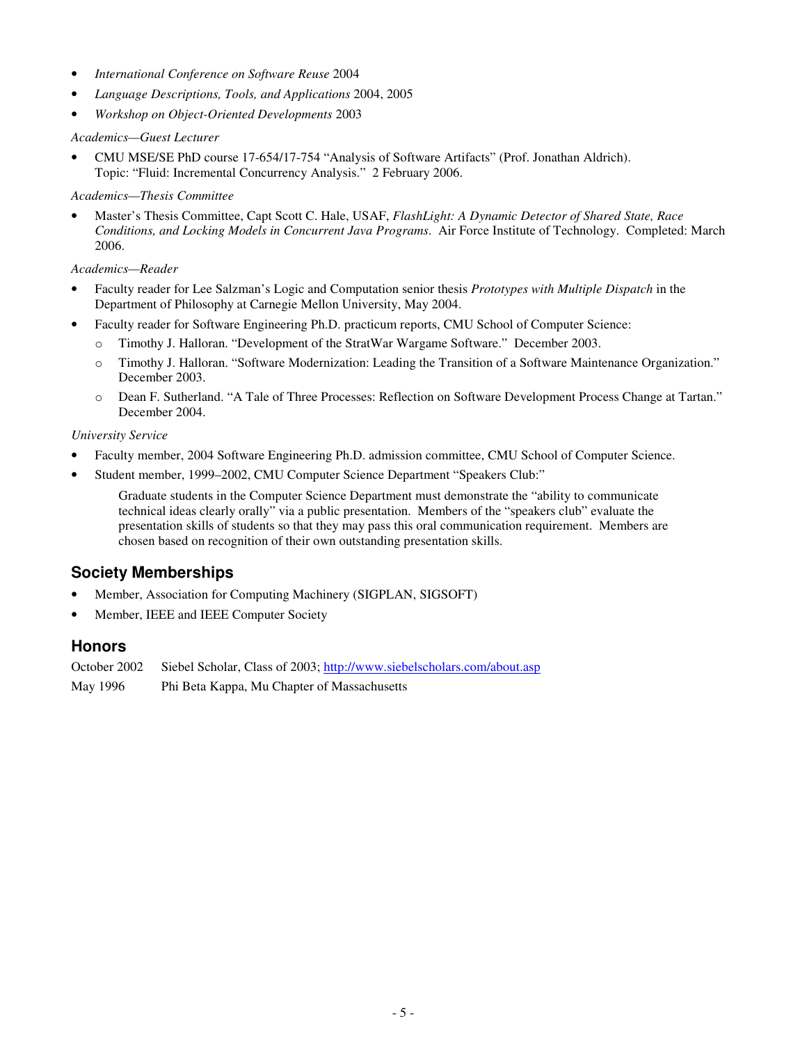- *International Conference on Software Reuse* 2004
- *Language Descriptions, Tools, and Applications* 2004, 2005
- *Workshop on Object-Oriented Developments* 2003

*Academics—Guest Lecturer*

- CMU MSE/SE PhD course 17-654/17-754 "Analysis of Software Artifacts" (Prof. Jonathan Aldrich). Topic: "Fluid: Incremental Concurrency Analysis." 2 February 2006.

*Academics—Thesis Committee*

- Master's Thesis Committee, Capt Scott C. Hale, USAF, *FlashLight: A Dynamic Detector of Shared State, Race Conditions, and Locking Models in Concurrent Java Programs*. Air Force Institute of Technology. Completed: March 2006.

*Academics—Reader*

- Faculty reader for Lee Salzman's Logic and Computation senior thesis *Prototypes with Multiple Dispatch* in the Department of Philosophy at Carnegie Mellon University, May 2004.
- Faculty reader for Software Engineering Ph.D. practicum reports, CMU School of Computer Science:
  - Timothy J. Halloran. "Development of the StratWar Wargame Software." December 2003.
  - Timothy J. Halloran. "Software Modernization: Leading the Transition of a Software Maintenance Organization." December 2003.
  - Dean F. Sutherland. "A Tale of Three Processes: Reflection on Software Development Process Change at Tartan." December 2004.

*University Service*

- Faculty member, 2004 Software Engineering Ph.D. admission committee, CMU School of Computer Science.
- Student member, 1999–2002, CMU Computer Science Department "Speakers Club:"

  Graduate students in the Computer Science Department must demonstrate the "ability to communicate technical ideas clearly orally" via a public presentation. Members of the "speakers club" evaluate the presentation skills of students so that they may pass this oral communication requirement. Members are chosen based on recognition of their own outstanding presentation skills.

## Society Memberships

- Member, Association for Computing Machinery (SIGPLAN, SIGSOFT)
- Member, IEEE and IEEE Computer Society

## Honors

October 2002 Siebel Scholar, Class of 2003; http://www.siebelscholars.com/about.asp

May 1996 Phi Beta Kappa, Mu Chapter of Massachusetts